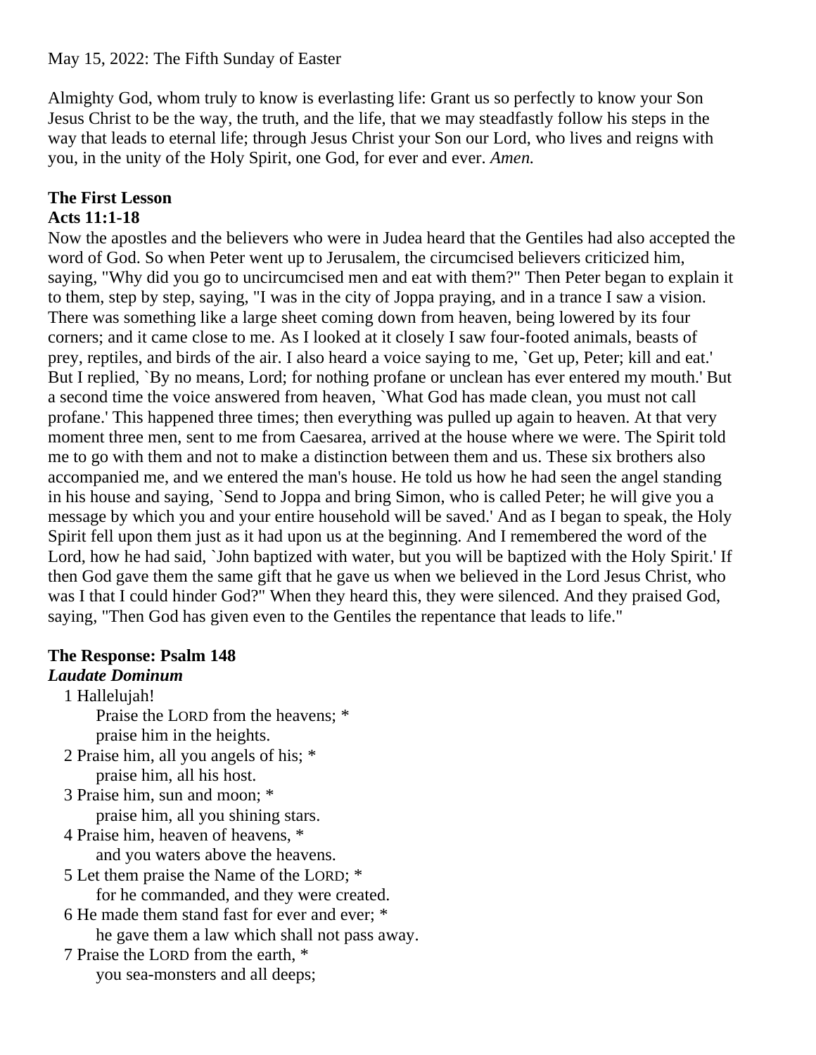May 15, 2022: The Fifth Sunday of Easter

Almighty God, whom truly to know is everlasting life: Grant us so perfectly to know your Son Jesus Christ to be the way, the truth, and the life, that we may steadfastly follow his steps in the way that leads to eternal life; through Jesus Christ your Son our Lord, who lives and reigns with you, in the unity of the Holy Spirit, one God, for ever and ever. *Amen.*

**The First Lesson**
**Acts 11:1-18**

Now the apostles and the believers who were in Judea heard that the Gentiles had also accepted the word of God. So when Peter went up to Jerusalem, the circumcised believers criticized him, saying, "Why did you go to uncircumcised men and eat with them?" Then Peter began to explain it to them, step by step, saying, "I was in the city of Joppa praying, and in a trance I saw a vision. There was something like a large sheet coming down from heaven, being lowered by its four corners; and it came close to me. As I looked at it closely I saw four-footed animals, beasts of prey, reptiles, and birds of the air. I also heard a voice saying to me, `Get up, Peter; kill and eat.' But I replied, `By no means, Lord; for nothing profane or unclean has ever entered my mouth.' But a second time the voice answered from heaven, `What God has made clean, you must not call profane.' This happened three times; then everything was pulled up again to heaven. At that very moment three men, sent to me from Caesarea, arrived at the house where we were. The Spirit told me to go with them and not to make a distinction between them and us. These six brothers also accompanied me, and we entered the man's house. He told us how he had seen the angel standing in his house and saying, `Send to Joppa and bring Simon, who is called Peter; he will give you a message by which you and your entire household will be saved.' And as I began to speak, the Holy Spirit fell upon them just as it had upon us at the beginning. And I remembered the word of the Lord, how he had said, `John baptized with water, but you will be baptized with the Holy Spirit.' If then God gave them the same gift that he gave us when we believed in the Lord Jesus Christ, who was I that I could hinder God?" When they heard this, they were silenced. And they praised God, saying, "Then God has given even to the Gentiles the repentance that leads to life."

**The Response: Psalm 148**
***Laudate Dominum***

1 Hallelujah!
Praise the LORD from the heavens; *
praise him in the heights.

2 Praise him, all you angels of his; *
praise him, all his host.

3 Praise him, sun and moon; *
praise him, all you shining stars.

4 Praise him, heaven of heavens, *
and you waters above the heavens.

5 Let them praise the Name of the LORD; *
for he commanded, and they were created.

6 He made them stand fast for ever and ever; *
he gave them a law which shall not pass away.

7 Praise the LORD from the earth, *
you sea-monsters and all deeps;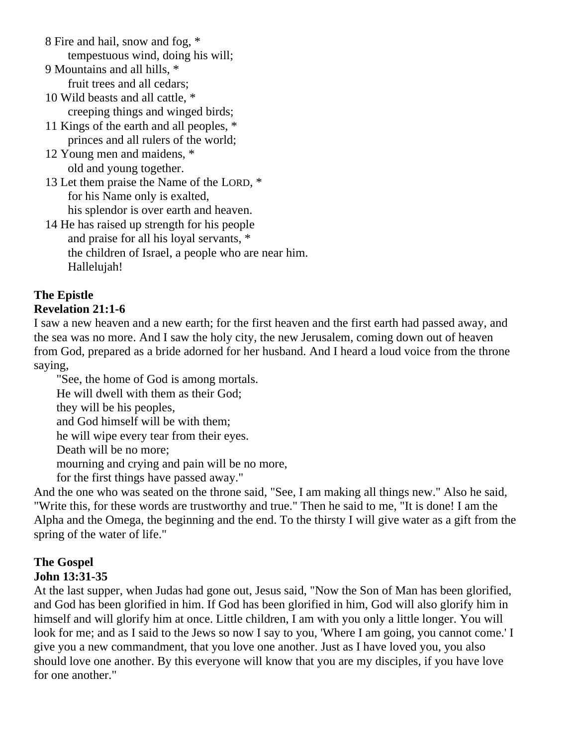8 Fire and hail, snow and fog, *
    tempestuous wind, doing his will;
9 Mountains and all hills, *
    fruit trees and all cedars;
10 Wild beasts and all cattle, *
    creeping things and winged birds;
11 Kings of the earth and all peoples, *
    princes and all rulers of the world;
12 Young men and maidens, *
    old and young together.
13 Let them praise the Name of the LORD, *
    for his Name only is exalted,
    his splendor is over earth and heaven.
14 He has raised up strength for his people
    and praise for all his loyal servants, *
    the children of Israel, a people who are near him.
    Hallelujah!

**The Epistle**
**Revelation 21:1-6**

I saw a new heaven and a new earth; for the first heaven and the first earth had passed away, and the sea was no more. And I saw the holy city, the new Jerusalem, coming down out of heaven from God, prepared as a bride adorned for her husband. And I heard a loud voice from the throne saying,

"See, the home of God is among mortals.
He will dwell with them as their God;
they will be his peoples,
and God himself will be with them;
he will wipe every tear from their eyes.
Death will be no more;
mourning and crying and pain will be no more,
for the first things have passed away."

And the one who was seated on the throne said, "See, I am making all things new." Also he said, "Write this, for these words are trustworthy and true." Then he said to me, "It is done! I am the Alpha and the Omega, the beginning and the end. To the thirsty I will give water as a gift from the spring of the water of life."

**The Gospel**
**John 13:31-35**

At the last supper, when Judas had gone out, Jesus said, "Now the Son of Man has been glorified, and God has been glorified in him. If God has been glorified in him, God will also glorify him in himself and will glorify him at once. Little children, I am with you only a little longer. You will look for me; and as I said to the Jews so now I say to you, 'Where I am going, you cannot come.' I give you a new commandment, that you love one another. Just as I have loved you, you also should love one another. By this everyone will know that you are my disciples, if you have love for one another."